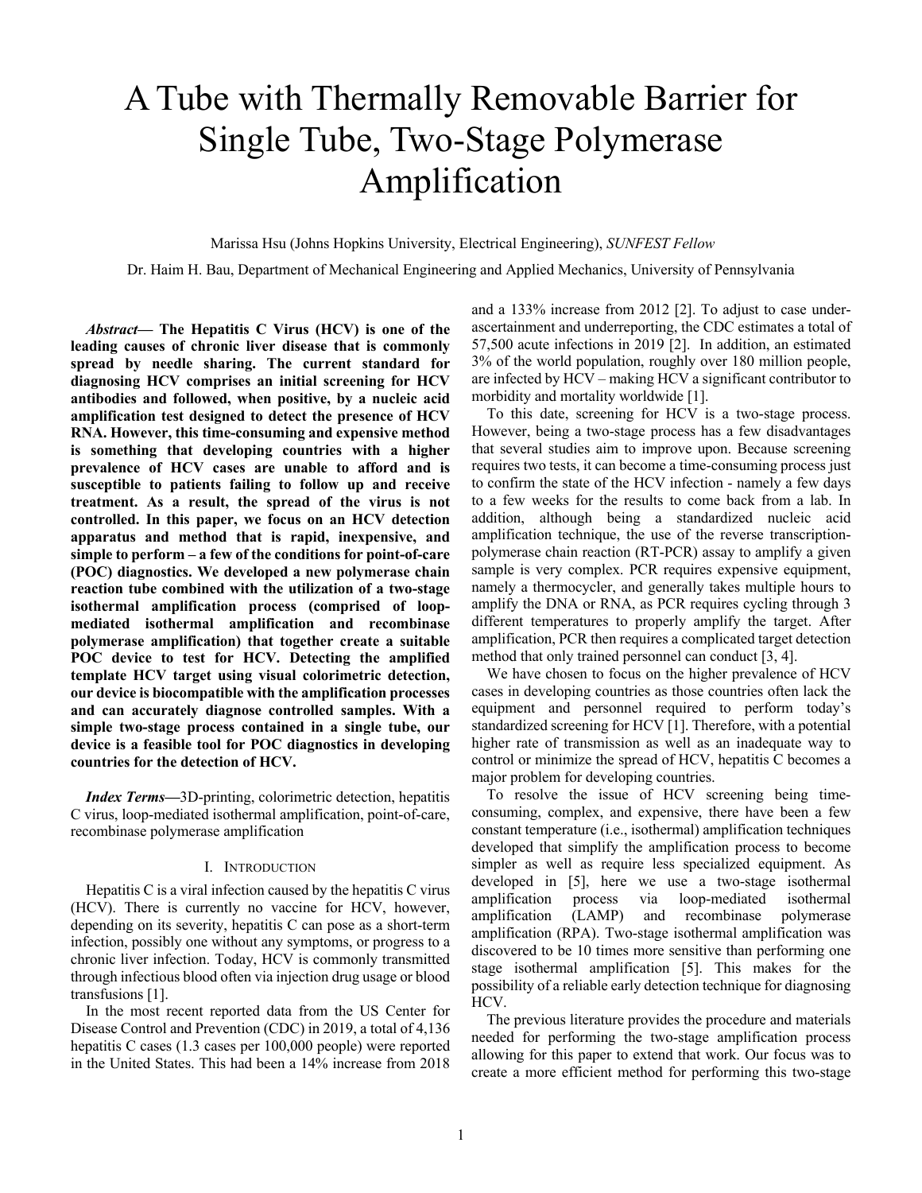# A Tube with Thermally Removable Barrier for Single Tube, Two-Stage Polymerase Amplification

Marissa Hsu (Johns Hopkins University, Electrical Engineering), *SUNFEST Fellow*

Dr. Haim H. Bau, Department of Mechanical Engineering and Applied Mechanics, University of Pennsylvania

***Abstract*— The Hepatitis C Virus (HCV) is one of the leading causes of chronic liver disease that is commonly spread by needle sharing. The current standard for diagnosing HCV comprises an initial screening for HCV antibodies and followed, when positive, by a nucleic acid amplification test designed to detect the presence of HCV RNA. However, this time-consuming and expensive method is something that developing countries with a higher prevalence of HCV cases are unable to afford and is susceptible to patients failing to follow up and receive treatment. As a result, the spread of the virus is not controlled. In this paper, we focus on an HCV detection apparatus and method that is rapid, inexpensive, and simple to perform – a few of the conditions for point-of-care (POC) diagnostics. We developed a new polymerase chain reaction tube combined with the utilization of a two-stage isothermal amplification process (comprised of loop-mediated isothermal amplification and recombinase polymerase amplification) that together create a suitable POC device to test for HCV. Detecting the amplified template HCV target using visual colorimetric detection, our device is biocompatible with the amplification processes and can accurately diagnose controlled samples. With a simple two-stage process contained in a single tube, our device is a feasible tool for POC diagnostics in developing countries for the detection of HCV.**

***Index Terms*—**3D-printing, colorimetric detection, hepatitis C virus, loop-mediated isothermal amplification, point-of-care, recombinase polymerase amplification

## I. Introduction

Hepatitis C is a viral infection caused by the hepatitis C virus (HCV). There is currently no vaccine for HCV, however, depending on its severity, hepatitis C can pose as a short-term infection, possibly one without any symptoms, or progress to a chronic liver infection. Today, HCV is commonly transmitted through infectious blood often via injection drug usage or blood transfusions [1].

In the most recent reported data from the US Center for Disease Control and Prevention (CDC) in 2019, a total of 4,136 hepatitis C cases (1.3 cases per 100,000 people) were reported in the United States. This had been a 14% increase from 2018 and a 133% increase from 2012 [2]. To adjust to case under-ascertainment and underreporting, the CDC estimates a total of 57,500 acute infections in 2019 [2]. In addition, an estimated 3% of the world population, roughly over 180 million people, are infected by HCV – making HCV a significant contributor to morbidity and mortality worldwide [1].

To this date, screening for HCV is a two-stage process. However, being a two-stage process has a few disadvantages that several studies aim to improve upon. Because screening requires two tests, it can become a time-consuming process just to confirm the state of the HCV infection - namely a few days to a few weeks for the results to come back from a lab. In addition, although being a standardized nucleic acid amplification technique, the use of the reverse transcription-polymerase chain reaction (RT-PCR) assay to amplify a given sample is very complex. PCR requires expensive equipment, namely a thermocycler, and generally takes multiple hours to amplify the DNA or RNA, as PCR requires cycling through 3 different temperatures to properly amplify the target. After amplification, PCR then requires a complicated target detection method that only trained personnel can conduct [3, 4].

We have chosen to focus on the higher prevalence of HCV cases in developing countries as those countries often lack the equipment and personnel required to perform today's standardized screening for HCV [1]. Therefore, with a potential higher rate of transmission as well as an inadequate way to control or minimize the spread of HCV, hepatitis C becomes a major problem for developing countries.

To resolve the issue of HCV screening being time-consuming, complex, and expensive, there have been a few constant temperature (i.e., isothermal) amplification techniques developed that simplify the amplification process to become simpler as well as require less specialized equipment. As developed in [5], here we use a two-stage isothermal amplification process via loop-mediated isothermal amplification (LAMP) and recombinase polymerase amplification (RPA). Two-stage isothermal amplification was discovered to be 10 times more sensitive than performing one stage isothermal amplification [5]. This makes for the possibility of a reliable early detection technique for diagnosing HCV.

The previous literature provides the procedure and materials needed for performing the two-stage amplification process allowing for this paper to extend that work. Our focus was to create a more efficient method for performing this two-stage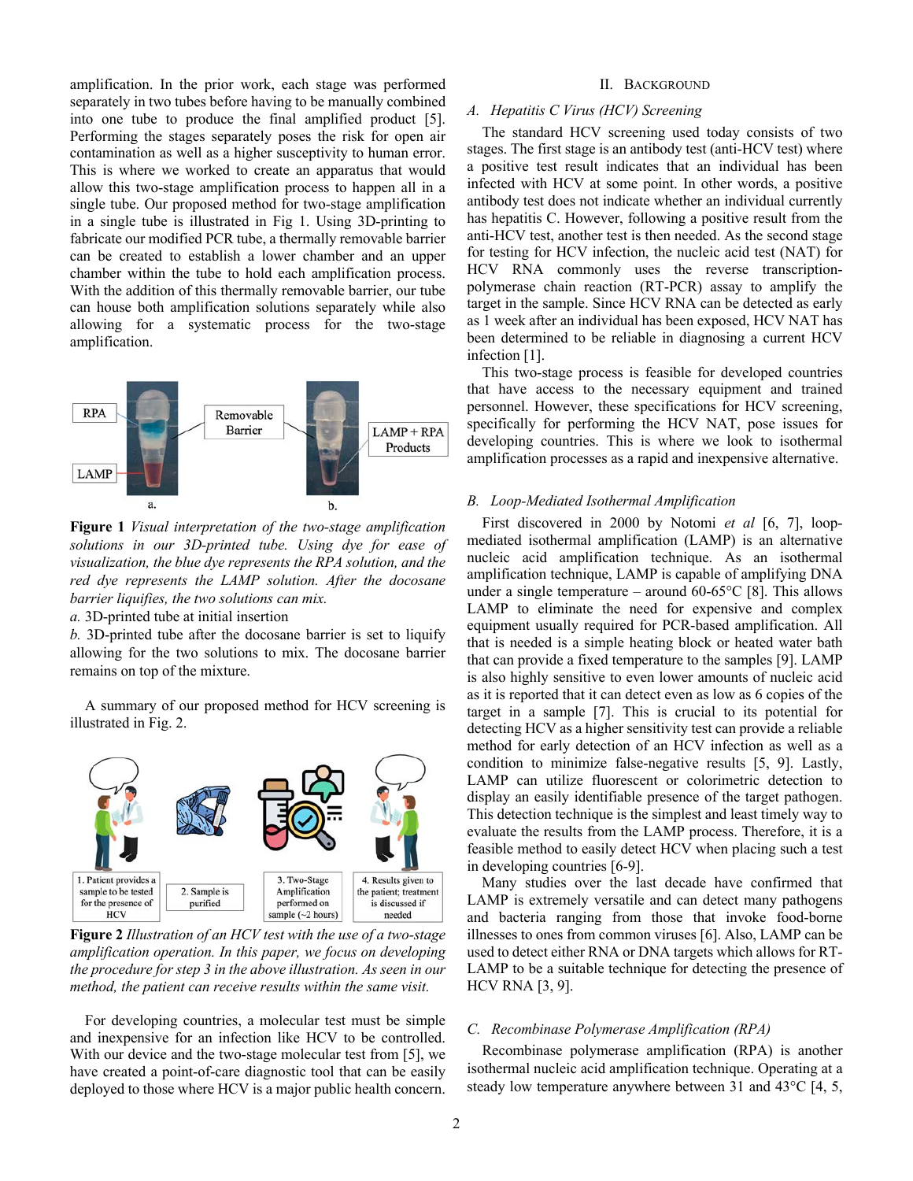amplification. In the prior work, each stage was performed separately in two tubes before having to be manually combined into one tube to produce the final amplified product [5]. Performing the stages separately poses the risk for open air contamination as well as a higher susceptivity to human error. This is where we worked to create an apparatus that would allow this two-stage amplification process to happen all in a single tube. Our proposed method for two-stage amplification in a single tube is illustrated in Fig 1. Using 3D-printing to fabricate our modified PCR tube, a thermally removable barrier can be created to establish a lower chamber and an upper chamber within the tube to hold each amplification process. With the addition of this thermally removable barrier, our tube can house both amplification solutions separately while also allowing for a systematic process for the two-stage amplification.

**Figure 1** *Visual interpretation of the two-stage amplification solutions in our 3D-printed tube. Using dye for ease of visualization, the blue dye represents the RPA solution, and the red dye represents the LAMP solution. After the docosane barrier liquifies, the two solutions can mix.*

*a.* 3D-printed tube at initial insertion

*b.* 3D-printed tube after the docosane barrier is set to liquify allowing for the two solutions to mix. The docosane barrier remains on top of the mixture.

A summary of our proposed method for HCV screening is illustrated in Fig. 2.

**Figure 2** *Illustration of an HCV test with the use of a two-stage amplification operation. In this paper, we focus on developing the procedure for step 3 in the above illustration. As seen in our method, the patient can receive results within the same visit.*

For developing countries, a molecular test must be simple and inexpensive for an infection like HCV to be controlled. With our device and the two-stage molecular test from [5], we have created a point-of-care diagnostic tool that can be easily deployed to those where HCV is a major public health concern.

## II. Background

### A. Hepatitis C Virus (HCV) Screening

The standard HCV screening used today consists of two stages. The first stage is an antibody test (anti-HCV test) where a positive test result indicates that an individual has been infected with HCV at some point. In other words, a positive antibody test does not indicate whether an individual currently has hepatitis C. However, following a positive result from the anti-HCV test, another test is then needed. As the second stage for testing for HCV infection, the nucleic acid test (NAT) for HCV RNA commonly uses the reverse transcription-polymerase chain reaction (RT-PCR) assay to amplify the target in the sample. Since HCV RNA can be detected as early as 1 week after an individual has been exposed, HCV NAT has been determined to be reliable in diagnosing a current HCV infection [1].

This two-stage process is feasible for developed countries that have access to the necessary equipment and trained personnel. However, these specifications for HCV screening, specifically for performing the HCV NAT, pose issues for developing countries. This is where we look to isothermal amplification processes as a rapid and inexpensive alternative.

### B. Loop-Mediated Isothermal Amplification

First discovered in 2000 by Notomi *et al* [6, 7], loop-mediated isothermal amplification (LAMP) is an alternative nucleic acid amplification technique. As an isothermal amplification technique, LAMP is capable of amplifying DNA under a single temperature – around 60-65°C [8]. This allows LAMP to eliminate the need for expensive and complex equipment usually required for PCR-based amplification. All that is needed is a simple heating block or heated water bath that can provide a fixed temperature to the samples [9]. LAMP is also highly sensitive to even lower amounts of nucleic acid as it is reported that it can detect even as low as 6 copies of the target in a sample [7]. This is crucial to its potential for detecting HCV as a higher sensitivity test can provide a reliable method for early detection of an HCV infection as well as a condition to minimize false-negative results [5, 9]. Lastly, LAMP can utilize fluorescent or colorimetric detection to display an easily identifiable presence of the target pathogen. This detection technique is the simplest and least timely way to evaluate the results from the LAMP process. Therefore, it is a feasible method to easily detect HCV when placing such a test in developing countries [6-9].

Many studies over the last decade have confirmed that LAMP is extremely versatile and can detect many pathogens and bacteria ranging from those that invoke food-borne illnesses to ones from common viruses [6]. Also, LAMP can be used to detect either RNA or DNA targets which allows for RT-LAMP to be a suitable technique for detecting the presence of HCV RNA [3, 9].

### C. Recombinase Polymerase Amplification (RPA)

Recombinase polymerase amplification (RPA) is another isothermal nucleic acid amplification technique. Operating at a steady low temperature anywhere between 31 and 43°C [4, 5,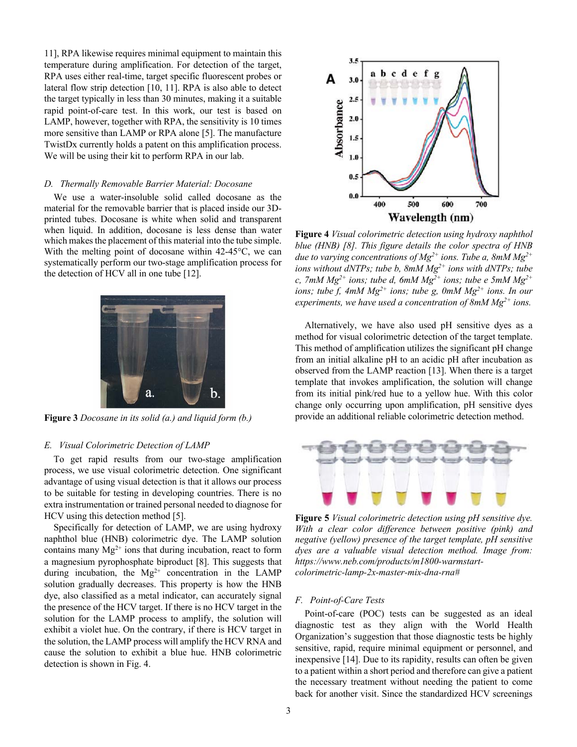11], RPA likewise requires minimal equipment to maintain this temperature during amplification. For detection of the target, RPA uses either real-time, target specific fluorescent probes or lateral flow strip detection [10, 11]. RPA is also able to detect the target typically in less than 30 minutes, making it a suitable rapid point-of-care test. In this work, our test is based on LAMP, however, together with RPA, the sensitivity is 10 times more sensitive than LAMP or RPA alone [5]. The manufacture TwistDx currently holds a patent on this amplification process. We will be using their kit to perform RPA in our lab.

### D. Thermally Removable Barrier Material: Docosane

We use a water-insoluble solid called docosane as the material for the removable barrier that is placed inside our 3D-printed tubes. Docosane is white when solid and transparent when liquid. In addition, docosane is less dense than water which makes the placement of this material into the tube simple. With the melting point of docosane within 42-45°C, we can systematically perform our two-stage amplification process for the detection of HCV all in one tube [12].

**Figure 3** *Docosane in its solid (a.) and liquid form (b.)*

### E. Visual Colorimetric Detection of LAMP

To get rapid results from our two-stage amplification process, we use visual colorimetric detection. One significant advantage of using visual detection is that it allows our process to be suitable for testing in developing countries. There is no extra instrumentation or trained personal needed to diagnose for HCV using this detection method [5].

Specifically for detection of LAMP, we are using hydroxy naphthol blue (HNB) colorimetric dye. The LAMP solution contains many $Mg^{2+}$ ions that during incubation, react to form a magnesium pyrophosphate biproduct [8]. This suggests that during incubation, the $Mg^{2+}$ concentration in the LAMP solution gradually decreases. This property is how the HNB dye, also classified as a metal indicator, can accurately signal the presence of the HCV target. If there is no HCV target in the solution for the LAMP process to amplify, the solution will exhibit a violet hue. On the contrary, if there is HCV target in the solution, the LAMP process will amplify the HCV RNA and cause the solution to exhibit a blue hue. HNB colorimetric detection is shown in Fig. 4.

**Figure 4** *Visual colorimetric detection using hydroxy naphthol blue (HNB) [8]. This figure details the color spectra of HNB due to varying concentrations of $Mg^{2+}$ ions. Tube a, 8mM $Mg^{2+}$ ions without dNTPs; tube b, 8mM $Mg^{2+}$ ions with dNTPs; tube c, 7mM $Mg^{2+}$ ions; tube d, 6mM $Mg^{2+}$ ions; tube e 5mM $Mg^{2+}$ ions; tube f, 4mM $Mg^{2+}$ ions; tube g, 0mM $Mg^{2+}$ ions. In our experiments, we have used a concentration of 8mM $Mg^{2+}$ ions.*

Alternatively, we have also used pH sensitive dyes as a method for visual colorimetric detection of the target template. This method of amplification utilizes the significant pH change from an initial alkaline pH to an acidic pH after incubation as observed from the LAMP reaction [13]. When there is a target template that invokes amplification, the solution will change from its initial pink/red hue to a yellow hue. With this color change only occurring upon amplification, pH sensitive dyes provide an additional reliable colorimetric detection method.

**Figure 5** *Visual colorimetric detection using pH sensitive dye. With a clear color difference between positive (pink) and negative (yellow) presence of the target template, pH sensitive dyes are a valuable visual detection method. Image from: https://www.neb.com/products/m1800-warmstart-colorimetric-lamp-2x-master-mix-dna-rna#*

### F. Point-of-Care Tests

Point-of-care (POC) tests can be suggested as an ideal diagnostic test as they align with the World Health Organization's suggestion that those diagnostic tests be highly sensitive, rapid, require minimal equipment or personnel, and inexpensive [14]. Due to its rapidity, results can often be given to a patient within a short period and therefore can give a patient the necessary treatment without needing the patient to come back for another visit. Since the standardized HCV screenings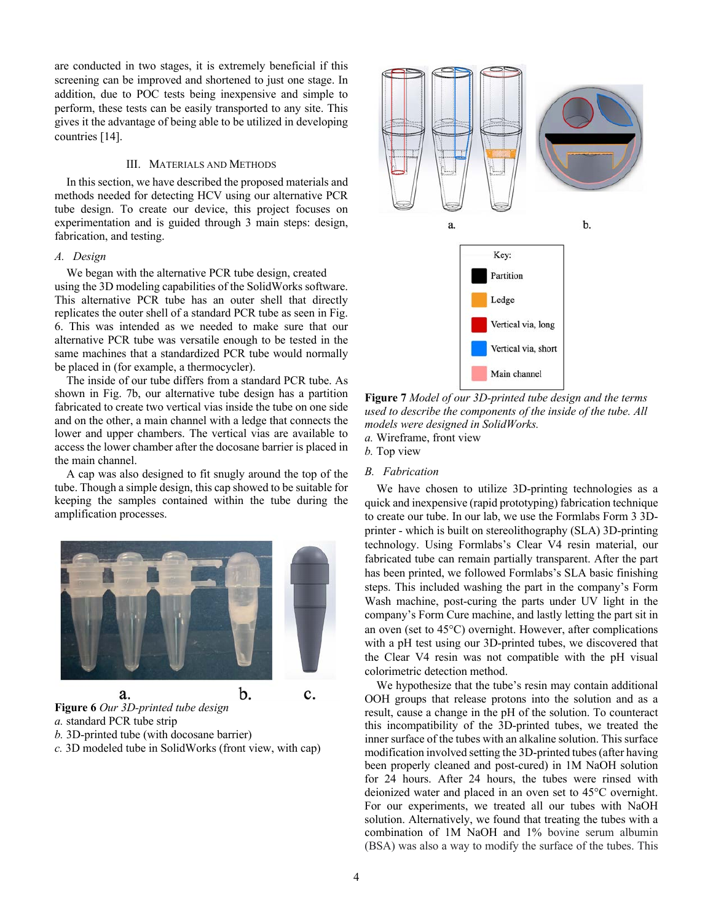are conducted in two stages, it is extremely beneficial if this screening can be improved and shortened to just one stage. In addition, due to POC tests being inexpensive and simple to perform, these tests can be easily transported to any site. This gives it the advantage of being able to be utilized in developing countries [14].

## III. Materials and Methods

In this section, we have described the proposed materials and methods needed for detecting HCV using our alternative PCR tube design. To create our device, this project focuses on experimentation and is guided through 3 main steps: design, fabrication, and testing.

### *A. Design*

We began with the alternative PCR tube design, created using the 3D modeling capabilities of the SolidWorks software. This alternative PCR tube has an outer shell that directly replicates the outer shell of a standard PCR tube as seen in Fig. 6. This was intended as we needed to make sure that our alternative PCR tube was versatile enough to be tested in the same machines that a standardized PCR tube would normally be placed in (for example, a thermocycler).

The inside of our tube differs from a standard PCR tube. As shown in Fig. 7b, our alternative tube design has a partition fabricated to create two vertical vias inside the tube on one side and on the other, a main channel with a ledge that connects the lower and upper chambers. The vertical vias are available to access the lower chamber after the docosane barrier is placed in the main channel.

A cap was also designed to fit snugly around the top of the tube. Though a simple design, this cap showed to be suitable for keeping the samples contained within the tube during the amplification processes.

**Figure 6** *Our 3D-printed tube design*
*a.* standard PCR tube strip
*b.* 3D-printed tube (with docosane barrier)
*c.* 3D modeled tube in SolidWorks (front view, with cap)

Key:
- Partition
- Ledge
- Vertical via, long
- Vertical via, short
- Main channel

**Figure 7** *Model of our 3D-printed tube design and the terms used to describe the components of the inside of the tube. All models were designed in SolidWorks.*
*a.* Wireframe, front view
*b.* Top view

### *B. Fabrication*

We have chosen to utilize 3D-printing technologies as a quick and inexpensive (rapid prototyping) fabrication technique to create our tube. In our lab, we use the Formlabs Form 3 3D-printer - which is built on stereolithography (SLA) 3D-printing technology. Using Formlabs's Clear V4 resin material, our fabricated tube can remain partially transparent. After the part has been printed, we followed Formlabs's SLA basic finishing steps. This included washing the part in the company's Form Wash machine, post-curing the parts under UV light in the company's Form Cure machine, and lastly letting the part sit in an oven (set to 45°C) overnight. However, after complications with a pH test using our 3D-printed tubes, we discovered that the Clear V4 resin was not compatible with the pH visual colorimetric detection method.

We hypothesize that the tube's resin may contain additional OOH groups that release protons into the solution and as a result, cause a change in the pH of the solution. To counteract this incompatibility of the 3D-printed tubes, we treated the inner surface of the tubes with an alkaline solution. This surface modification involved setting the 3D-printed tubes (after having been properly cleaned and post-cured) in 1M NaOH solution for 24 hours. After 24 hours, the tubes were rinsed with deionized water and placed in an oven set to 45°C overnight. For our experiments, we treated all our tubes with NaOH solution. Alternatively, we found that treating the tubes with a combination of 1M NaOH and 1% bovine serum albumin (BSA) was also a way to modify the surface of the tubes. This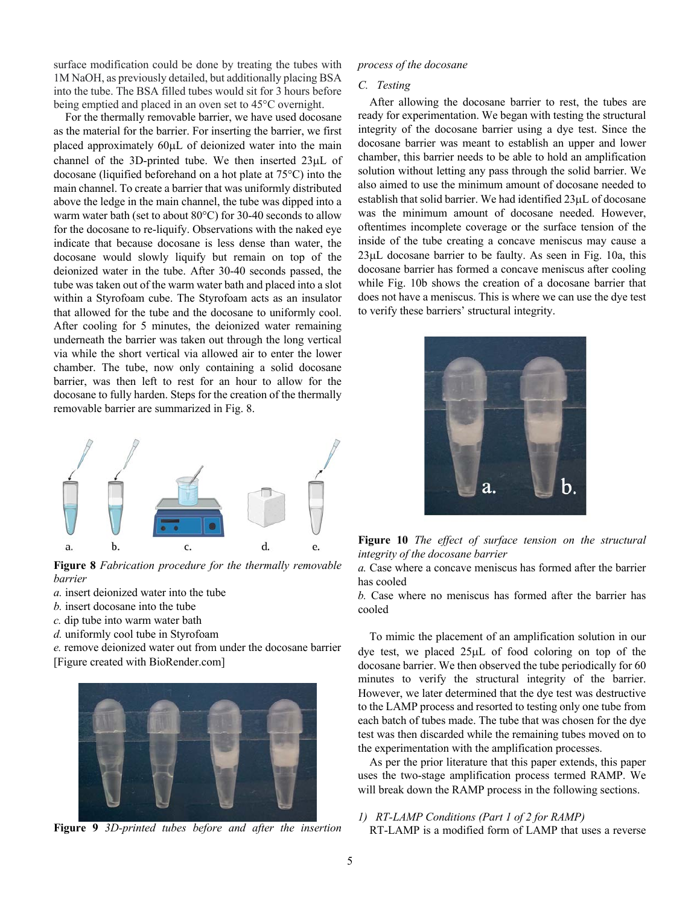surface modification could be done by treating the tubes with 1M NaOH, as previously detailed, but additionally placing BSA into the tube. The BSA filled tubes would sit for 3 hours before being emptied and placed in an oven set to 45°C overnight.

For the thermally removable barrier, we have used docosane as the material for the barrier. For inserting the barrier, we first placed approximately 60μL of deionized water into the main channel of the 3D-printed tube. We then inserted 23μL of docosane (liquified beforehand on a hot plate at 75°C) into the main channel. To create a barrier that was uniformly distributed above the ledge in the main channel, the tube was dipped into a warm water bath (set to about 80°C) for 30-40 seconds to allow for the docosane to re-liquify. Observations with the naked eye indicate that because docosane is less dense than water, the docosane would slowly liquify but remain on top of the deionized water in the tube. After 30-40 seconds passed, the tube was taken out of the warm water bath and placed into a slot within a Styrofoam cube. The Styrofoam acts as an insulator that allowed for the tube and the docosane to uniformly cool. After cooling for 5 minutes, the deionized water remaining underneath the barrier was taken out through the long vertical via while the short vertical via allowed air to enter the lower chamber. The tube, now only containing a solid docosane barrier, was then left to rest for an hour to allow for the docosane to fully harden. Steps for the creation of the thermally removable barrier are summarized in Fig. 8.

**Figure 8** *Fabrication procedure for the thermally removable barrier*
*a.* insert deionized water into the tube
*b.* insert docosane into the tube
*c.* dip tube into warm water bath
*d.* uniformly cool tube in Styrofoam
*e.* remove deionized water out from under the docosane barrier [Figure created with BioRender.com]

**Figure 9** *3D-printed tubes before and after the insertion process of the docosane*

### C. Testing

After allowing the docosane barrier to rest, the tubes are ready for experimentation. We began with testing the structural integrity of the docosane barrier using a dye test. Since the docosane barrier was meant to establish an upper and lower chamber, this barrier needs to be able to hold an amplification solution without letting any pass through the solid barrier. We also aimed to use the minimum amount of docosane needed to establish that solid barrier. We had identified 23μL of docosane was the minimum amount of docosane needed. However, oftentimes incomplete coverage or the surface tension of the inside of the tube creating a concave meniscus may cause a 23μL docosane barrier to be faulty. As seen in Fig. 10a, this docosane barrier has formed a concave meniscus after cooling while Fig. 10b shows the creation of a docosane barrier that does not have a meniscus. This is where we can use the dye test to verify these barriers' structural integrity.

**Figure 10** *The effect of surface tension on the structural integrity of the docosane barrier*
*a.* Case where a concave meniscus has formed after the barrier has cooled
*b.* Case where no meniscus has formed after the barrier has cooled

To mimic the placement of an amplification solution in our dye test, we placed 25μL of food coloring on top of the docosane barrier. We then observed the tube periodically for 60 minutes to verify the structural integrity of the barrier. However, we later determined that the dye test was destructive to the LAMP process and resorted to testing only one tube from each batch of tubes made. The tube that was chosen for the dye test was then discarded while the remaining tubes moved on to the experimentation with the amplification processes.

As per the prior literature that this paper extends, this paper uses the two-stage amplification process termed RAMP. We will break down the RAMP process in the following sections.

#### 1) RT-LAMP Conditions (Part 1 of 2 for RAMP)

RT-LAMP is a modified form of LAMP that uses a reverse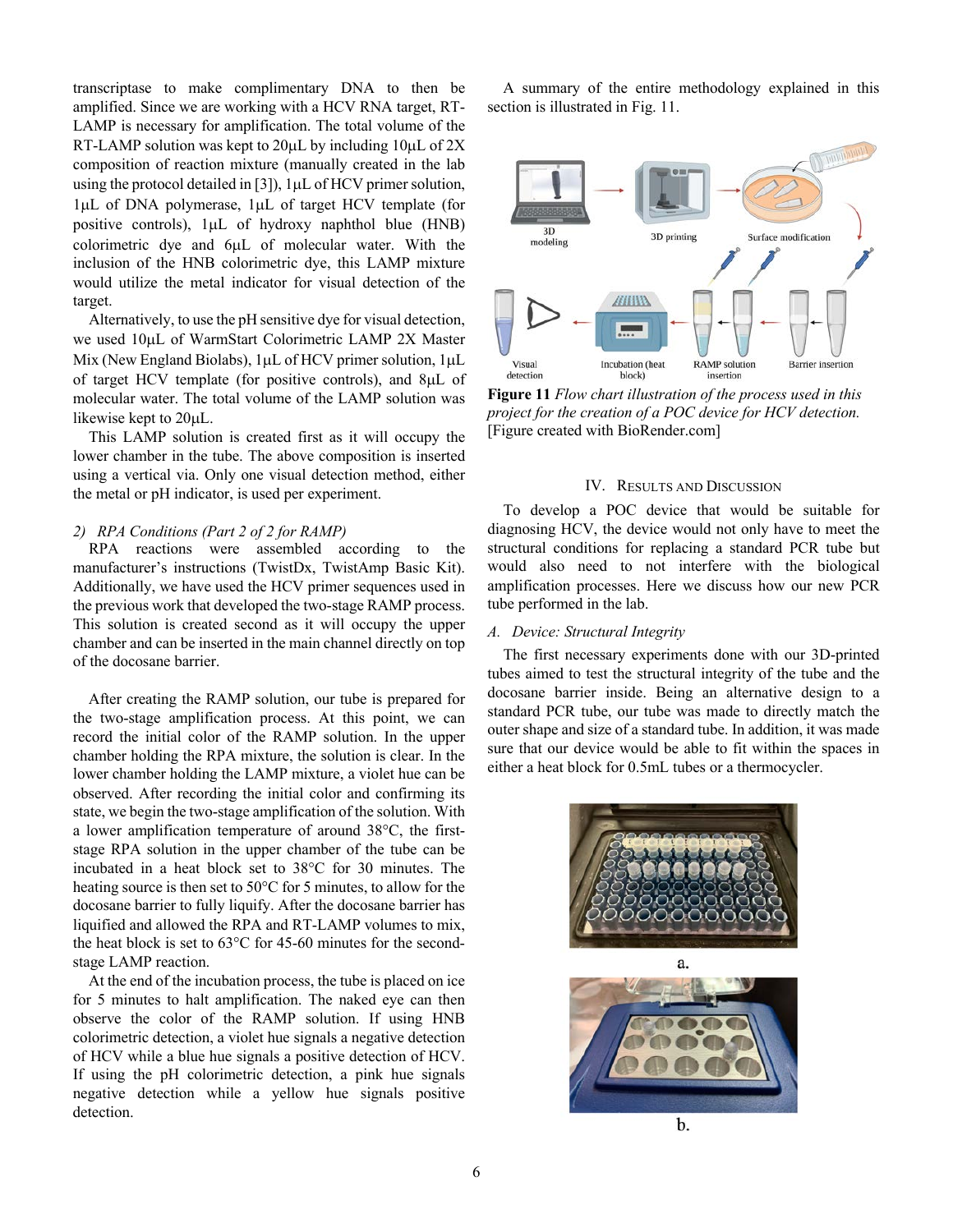transcriptase to make complimentary DNA to then be amplified. Since we are working with a HCV RNA target, RT-LAMP is necessary for amplification. The total volume of the RT-LAMP solution was kept to 20μL by including 10μL of 2X composition of reaction mixture (manually created in the lab using the protocol detailed in [3]), 1μL of HCV primer solution, 1μL of DNA polymerase, 1μL of target HCV template (for positive controls), 1μL of hydroxy naphthol blue (HNB) colorimetric dye and 6μL of molecular water. With the inclusion of the HNB colorimetric dye, this LAMP mixture would utilize the metal indicator for visual detection of the target.

Alternatively, to use the pH sensitive dye for visual detection, we used 10μL of WarmStart Colorimetric LAMP 2X Master Mix (New England Biolabs), 1μL of HCV primer solution, 1μL of target HCV template (for positive controls), and 8μL of molecular water. The total volume of the LAMP solution was likewise kept to 20μL.

This LAMP solution is created first as it will occupy the lower chamber in the tube. The above composition is inserted using a vertical via. Only one visual detection method, either the metal or pH indicator, is used per experiment.

*2) RPA Conditions (Part 2 of 2 for RAMP)*

RPA reactions were assembled according to the manufacturer's instructions (TwistDx, TwistAmp Basic Kit). Additionally, we have used the HCV primer sequences used in the previous work that developed the two-stage RAMP process. This solution is created second as it will occupy the upper chamber and can be inserted in the main channel directly on top of the docosane barrier.

After creating the RAMP solution, our tube is prepared for the two-stage amplification process. At this point, we can record the initial color of the RAMP solution. In the upper chamber holding the RPA mixture, the solution is clear. In the lower chamber holding the LAMP mixture, a violet hue can be observed. After recording the initial color and confirming its state, we begin the two-stage amplification of the solution. With a lower amplification temperature of around 38°C, the first-stage RPA solution in the upper chamber of the tube can be incubated in a heat block set to 38°C for 30 minutes. The heating source is then set to 50°C for 5 minutes, to allow for the docosane barrier to fully liquify. After the docosane barrier has liquified and allowed the RPA and RT-LAMP volumes to mix, the heat block is set to 63°C for 45-60 minutes for the second-stage LAMP reaction.

At the end of the incubation process, the tube is placed on ice for 5 minutes to halt amplification. The naked eye can then observe the color of the RAMP solution. If using HNB colorimetric detection, a violet hue signals a negative detection of HCV while a blue hue signals a positive detection of HCV. If using the pH colorimetric detection, a pink hue signals negative detection while a yellow hue signals positive detection.

A summary of the entire methodology explained in this section is illustrated in Fig. 11.

**Figure 11** *Flow chart illustration of the process used in this project for the creation of a POC device for HCV detection.* [Figure created with BioRender.com]

## IV. Results and Discussion

To develop a POC device that would be suitable for diagnosing HCV, the device would not only have to meet the structural conditions for replacing a standard PCR tube but would also need to not interfere with the biological amplification processes. Here we discuss how our new PCR tube performed in the lab.

### *A. Device: Structural Integrity*

The first necessary experiments done with our 3D-printed tubes aimed to test the structural integrity of the tube and the docosane barrier inside. Being an alternative design to a standard PCR tube, our tube was made to directly match the outer shape and size of a standard tube. In addition, it was made sure that our device would be able to fit within the spaces in either a heat block for 0.5mL tubes or a thermocycler.

a.

b.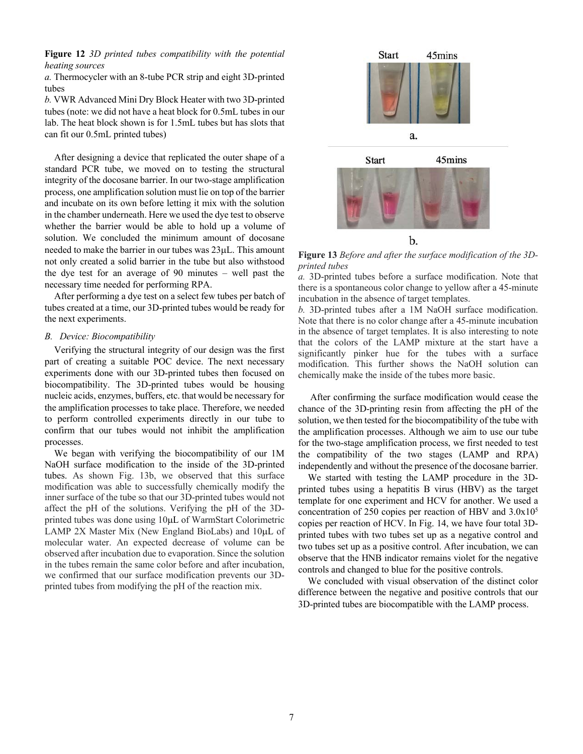**Figure 12** *3D printed tubes compatibility with the potential heating sources*

*a.* Thermocycler with an 8-tube PCR strip and eight 3D-printed tubes

*b.* VWR Advanced Mini Dry Block Heater with two 3D-printed tubes (note: we did not have a heat block for 0.5mL tubes in our lab. The heat block shown is for 1.5mL tubes but has slots that can fit our 0.5mL printed tubes)

After designing a device that replicated the outer shape of a standard PCR tube, we moved on to testing the structural integrity of the docosane barrier. In our two-stage amplification process, one amplification solution must lie on top of the barrier and incubate on its own before letting it mix with the solution in the chamber underneath. Here we used the dye test to observe whether the barrier would be able to hold up a volume of solution. We concluded the minimum amount of docosane needed to make the barrier in our tubes was 23μL. This amount not only created a solid barrier in the tube but also withstood the dye test for an average of 90 minutes – well past the necessary time needed for performing RPA.

After performing a dye test on a select few tubes per batch of tubes created at a time, our 3D-printed tubes would be ready for the next experiments.

### *B. Device: Biocompatibility*

Verifying the structural integrity of our design was the first part of creating a suitable POC device. The next necessary experiments done with our 3D-printed tubes then focused on biocompatibility. The 3D-printed tubes would be housing nucleic acids, enzymes, buffers, etc. that would be necessary for the amplification processes to take place. Therefore, we needed to perform controlled experiments directly in our tube to confirm that our tubes would not inhibit the amplification processes.

We began with verifying the biocompatibility of our 1M NaOH surface modification to the inside of the 3D-printed tubes. As shown Fig. 13b, we observed that this surface modification was able to successfully chemically modify the inner surface of the tube so that our 3D-printed tubes would not affect the pH of the solutions. Verifying the pH of the 3D-printed tubes was done using 10μL of WarmStart Colorimetric LAMP 2X Master Mix (New England BioLabs) and 10μL of molecular water. An expected decrease of volume can be observed after incubation due to evaporation. Since the solution in the tubes remain the same color before and after incubation, we confirmed that our surface modification prevents our 3D-printed tubes from modifying the pH of the reaction mix.

**Figure 13** *Before and after the surface modification of the 3D-printed tubes*

*a.* 3D-printed tubes before a surface modification. Note that there is a spontaneous color change to yellow after a 45-minute incubation in the absence of target templates.

*b.* 3D-printed tubes after a 1M NaOH surface modification. Note that there is no color change after a 45-minute incubation in the absence of target templates. It is also interesting to note that the colors of the LAMP mixture at the start have a significantly pinker hue for the tubes with a surface modification. This further shows the NaOH solution can chemically make the inside of the tubes more basic.

After confirming the surface modification would cease the chance of the 3D-printing resin from affecting the pH of the solution, we then tested for the biocompatibility of the tube with the amplification processes. Although we aim to use our tube for the two-stage amplification process, we first needed to test the compatibility of the two stages (LAMP and RPA) independently and without the presence of the docosane barrier.

We started with testing the LAMP procedure in the 3D-printed tubes using a hepatitis B virus (HBV) as the target template for one experiment and HCV for another. We used a concentration of 250 copies per reaction of HBV and $3.0 \times 10^5$ copies per reaction of HCV. In Fig. 14, we have four total 3D-printed tubes with two tubes set up as a negative control and two tubes set up as a positive control. After incubation, we can observe that the HNB indicator remains violet for the negative controls and changed to blue for the positive controls.

We concluded with visual observation of the distinct color difference between the negative and positive controls that our 3D-printed tubes are biocompatible with the LAMP process.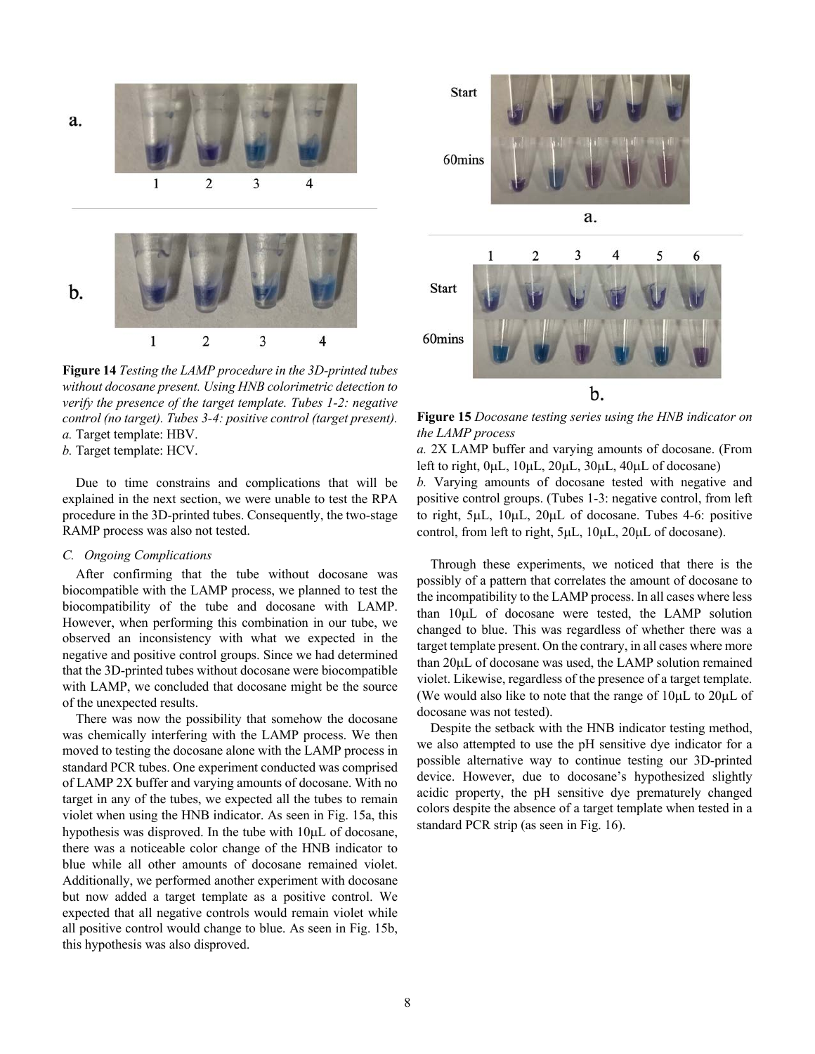**Figure 14** *Testing the LAMP procedure in the 3D-printed tubes without docosane present. Using HNB colorimetric detection to verify the presence of the target template. Tubes 1-2: negative control (no target). Tubes 3-4: positive control (target present).*
*a.* Target template: HBV.
*b.* Target template: HCV.

Due to time constrains and complications that will be explained in the next section, we were unable to test the RPA procedure in the 3D-printed tubes. Consequently, the two-stage RAMP process was also not tested.

### C. Ongoing Complications

After confirming that the tube without docosane was biocompatible with the LAMP process, we planned to test the biocompatibility of the tube and docosane with LAMP. However, when performing this combination in our tube, we observed an inconsistency with what we expected in the negative and positive control groups. Since we had determined that the 3D-printed tubes without docosane were biocompatible with LAMP, we concluded that docosane might be the source of the unexpected results.

There was now the possibility that somehow the docosane was chemically interfering with the LAMP process. We then moved to testing the docosane alone with the LAMP process in standard PCR tubes. One experiment conducted was comprised of LAMP 2X buffer and varying amounts of docosane. With no target in any of the tubes, we expected all the tubes to remain violet when using the HNB indicator. As seen in Fig. 15a, this hypothesis was disproved. In the tube with 10μL of docosane, there was a noticeable color change of the HNB indicator to blue while all other amounts of docosane remained violet. Additionally, we performed another experiment with docosane but now added a target template as a positive control. We expected that all negative controls would remain violet while all positive control would change to blue. As seen in Fig. 15b, this hypothesis was also disproved.

**Figure 15** *Docosane testing series using the HNB indicator on the LAMP process*
*a.* 2X LAMP buffer and varying amounts of docosane. (From left to right, 0μL, 10μL, 20μL, 30μL, 40μL of docosane)
*b.* Varying amounts of docosane tested with negative and positive control groups. (Tubes 1-3: negative control, from left to right, 5μL, 10μL, 20μL of docosane. Tubes 4-6: positive control, from left to right, 5μL, 10μL, 20μL of docosane).

Through these experiments, we noticed that there is the possibly of a pattern that correlates the amount of docosane to the incompatibility to the LAMP process. In all cases where less than 10μL of docosane were tested, the LAMP solution changed to blue. This was regardless of whether there was a target template present. On the contrary, in all cases where more than 20μL of docosane was used, the LAMP solution remained violet. Likewise, regardless of the presence of a target template. (We would also like to note that the range of 10μL to 20μL of docosane was not tested).

Despite the setback with the HNB indicator testing method, we also attempted to use the pH sensitive dye indicator for a possible alternative way to continue testing our 3D-printed device. However, due to docosane's hypothesized slightly acidic property, the pH sensitive dye prematurely changed colors despite the absence of a target template when tested in a standard PCR strip (as seen in Fig. 16).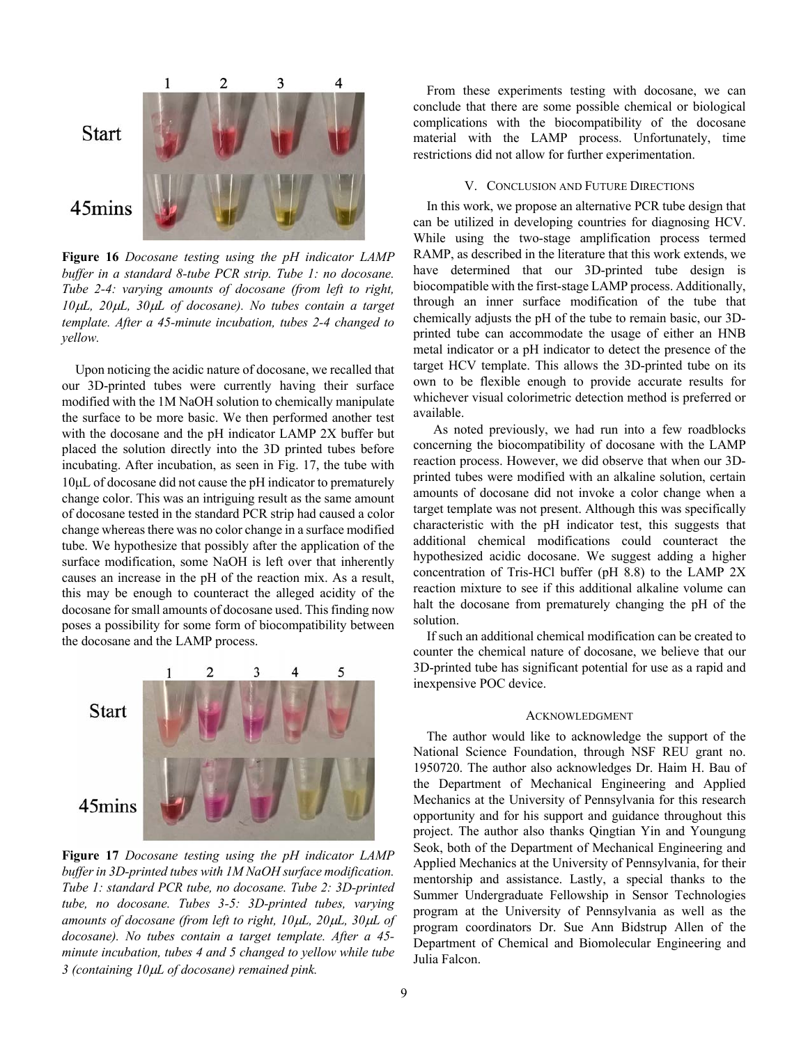**Figure 16** *Docosane testing using the pH indicator LAMP buffer in a standard 8-tube PCR strip. Tube 1: no docosane. Tube 2-4: varying amounts of docosane (from left to right, 10μL, 20μL, 30μL of docosane). No tubes contain a target template. After a 45-minute incubation, tubes 2-4 changed to yellow.*

Upon noticing the acidic nature of docosane, we recalled that our 3D-printed tubes were currently having their surface modified with the 1M NaOH solution to chemically manipulate the surface to be more basic. We then performed another test with the docosane and the pH indicator LAMP 2X buffer but placed the solution directly into the 3D printed tubes before incubating. After incubation, as seen in Fig. 17, the tube with 10μL of docosane did not cause the pH indicator to prematurely change color. This was an intriguing result as the same amount of docosane tested in the standard PCR strip had caused a color change whereas there was no color change in a surface modified tube. We hypothesize that possibly after the application of the surface modification, some NaOH is left over that inherently causes an increase in the pH of the reaction mix. As a result, this may be enough to counteract the alleged acidity of the docosane for small amounts of docosane used. This finding now poses a possibility for some form of biocompatibility between the docosane and the LAMP process.

**Figure 17** *Docosane testing using the pH indicator LAMP buffer in 3D-printed tubes with 1M NaOH surface modification. Tube 1: standard PCR tube, no docosane. Tube 2: 3D-printed tube, no docosane. Tubes 3-5: 3D-printed tubes, varying amounts of docosane (from left to right, 10μL, 20μL, 30μL of docosane). No tubes contain a target template. After a 45-minute incubation, tubes 4 and 5 changed to yellow while tube 3 (containing 10μL of docosane) remained pink.*

From these experiments testing with docosane, we can conclude that there are some possible chemical or biological complications with the biocompatibility of the docosane material with the LAMP process. Unfortunately, time restrictions did not allow for further experimentation.

## V. Conclusion and Future Directions

In this work, we propose an alternative PCR tube design that can be utilized in developing countries for diagnosing HCV. While using the two-stage amplification process termed RAMP, as described in the literature that this work extends, we have determined that our 3D-printed tube design is biocompatible with the first-stage LAMP process. Additionally, through an inner surface modification of the tube that chemically adjusts the pH of the tube to remain basic, our 3D-printed tube can accommodate the usage of either an HNB metal indicator or a pH indicator to detect the presence of the target HCV template. This allows the 3D-printed tube on its own to be flexible enough to provide accurate results for whichever visual colorimetric detection method is preferred or available.

As noted previously, we had run into a few roadblocks concerning the biocompatibility of docosane with the LAMP reaction process. However, we did observe that when our 3D-printed tubes were modified with an alkaline solution, certain amounts of docosane did not invoke a color change when a target template was not present. Although this was specifically characteristic with the pH indicator test, this suggests that additional chemical modifications could counteract the hypothesized acidic docosane. We suggest adding a higher concentration of Tris-HCl buffer (pH 8.8) to the LAMP 2X reaction mixture to see if this additional alkaline volume can halt the docosane from prematurely changing the pH of the solution.

If such an additional chemical modification can be created to counter the chemical nature of docosane, we believe that our 3D-printed tube has significant potential for use as a rapid and inexpensive POC device.

## Acknowledgment

The author would like to acknowledge the support of the National Science Foundation, through NSF REU grant no. 1950720. The author also acknowledges Dr. Haim H. Bau of the Department of Mechanical Engineering and Applied Mechanics at the University of Pennsylvania for this research opportunity and for his support and guidance throughout this project. The author also thanks Qingtian Yin and Youngung Seok, both of the Department of Mechanical Engineering and Applied Mechanics at the University of Pennsylvania, for their mentorship and assistance. Lastly, a special thanks to the Summer Undergraduate Fellowship in Sensor Technologies program at the University of Pennsylvania as well as the program coordinators Dr. Sue Ann Bidstrup Allen of the Department of Chemical and Biomolecular Engineering and Julia Falcon.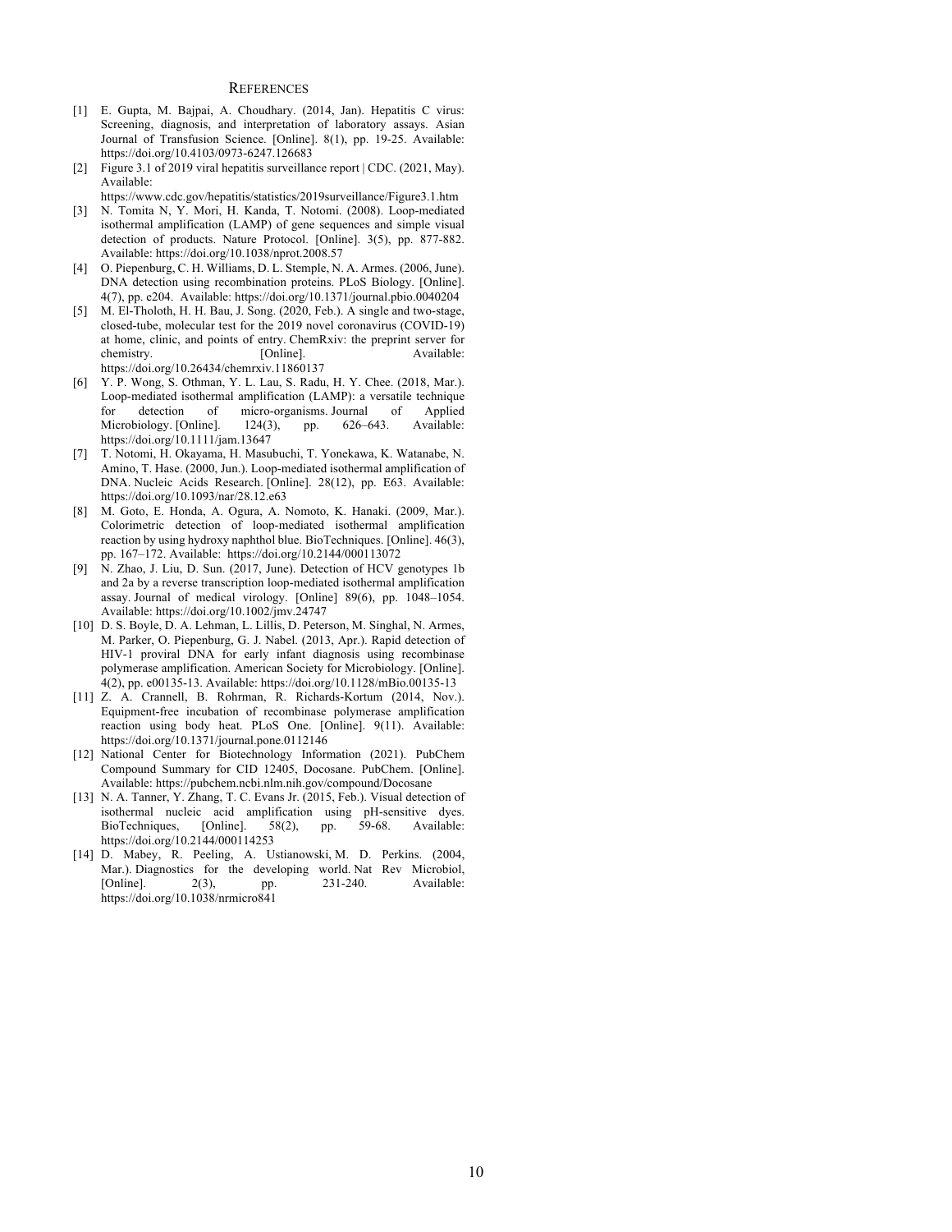# REFERENCES

[1] E. Gupta, M. Bajpai, A. Choudhary. (2014, Jan). Hepatitis C virus: Screening, diagnosis, and interpretation of laboratory assays. Asian Journal of Transfusion Science. [Online]. 8(1), pp. 19-25. Available: https://doi.org/10.4103/0973-6247.126683

[2] Figure 3.1 of 2019 viral hepatitis surveillance report | CDC. (2021, May). Available: https://www.cdc.gov/hepatitis/statistics/2019surveillance/Figure3.1.htm

[3] N. Tomita N, Y. Mori, H. Kanda, T. Notomi. (2008). Loop-mediated isothermal amplification (LAMP) of gene sequences and simple visual detection of products. Nature Protocol. [Online]. 3(5), pp. 877-882. Available: https://doi.org/10.1038/nprot.2008.57

[4] O. Piepenburg, C. H. Williams, D. L. Stemple, N. A. Armes. (2006, June). DNA detection using recombination proteins. PLoS Biology. [Online]. 4(7), pp. e204. Available: https://doi.org/10.1371/journal.pbio.0040204

[5] M. El-Tholoth, H. H. Bau, J. Song. (2020, Feb.). A single and two-stage, closed-tube, molecular test for the 2019 novel coronavirus (COVID-19) at home, clinic, and points of entry. ChemRxiv: the preprint server for chemistry. [Online]. Available: https://doi.org/10.26434/chemrxiv.11860137

[6] Y. P. Wong, S. Othman, Y. L. Lau, S. Radu, H. Y. Chee. (2018, Mar.). Loop-mediated isothermal amplification (LAMP): a versatile technique for detection of micro-organisms. Journal of Applied Microbiology. [Online]. 124(3), pp. 626–643. Available: https://doi.org/10.1111/jam.13647

[7] T. Notomi, H. Okayama, H. Masubuchi, T. Yonekawa, K. Watanabe, N. Amino, T. Hase. (2000, Jun.). Loop-mediated isothermal amplification of DNA. Nucleic Acids Research. [Online]. 28(12), pp. E63. Available: https://doi.org/10.1093/nar/28.12.e63

[8] M. Goto, E. Honda, A. Ogura, A. Nomoto, K. Hanaki. (2009, Mar.). Colorimetric detection of loop-mediated isothermal amplification reaction by using hydroxy naphthol blue. BioTechniques. [Online]. 46(3), pp. 167–172. Available: https://doi.org/10.2144/000113072

[9] N. Zhao, J. Liu, D. Sun. (2017, June). Detection of HCV genotypes 1b and 2a by a reverse transcription loop-mediated isothermal amplification assay. Journal of medical virology. [Online] 89(6), pp. 1048–1054. Available: https://doi.org/10.1002/jmv.24747

[10] D. S. Boyle, D. A. Lehman, L. Lillis, D. Peterson, M. Singhal, N. Armes, M. Parker, O. Piepenburg, G. J. Nabel. (2013, Apr.). Rapid detection of HIV-1 proviral DNA for early infant diagnosis using recombinase polymerase amplification. American Society for Microbiology. [Online]. 4(2), pp. e00135-13. Available: https://doi.org/10.1128/mBio.00135-13

[11] Z. A. Crannell, B. Rohrman, R. Richards-Kortum (2014, Nov.). Equipment-free incubation of recombinase polymerase amplification reaction using body heat. PLoS One. [Online]. 9(11). Available: https://doi.org/10.1371/journal.pone.0112146

[12] National Center for Biotechnology Information (2021). PubChem Compound Summary for CID 12405, Docosane. PubChem. [Online]. Available: https://pubchem.ncbi.nlm.nih.gov/compound/Docosane

[13] N. A. Tanner, Y. Zhang, T. C. Evans Jr. (2015, Feb.). Visual detection of isothermal nucleic acid amplification using pH-sensitive dyes. BioTechniques, [Online]. 58(2), pp. 59-68. Available: https://doi.org/10.2144/000114253

[14] D. Mabey, R. Peeling, A. Ustianowski, M. D. Perkins. (2004, Mar.). Diagnostics for the developing world. Nat Rev Microbiol, [Online]. 2(3), pp. 231-240. Available: https://doi.org/10.1038/nrmicro841